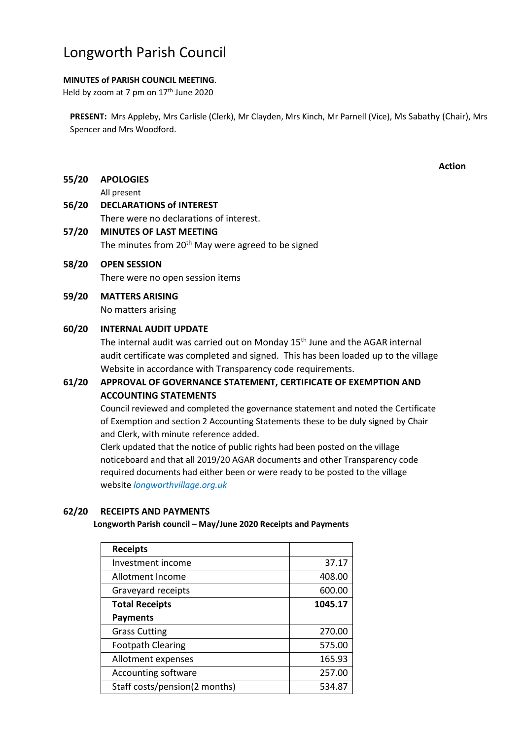# Longworth Parish Council

**MINUTES of PARISH COUNCIL MEETING**.

Held by zoom at 7 pm on 17th June 2020

**PRESENT:** Mrs Appleby, Mrs Carlisle (Clerk), Mr Clayden, Mrs Kinch, Mr Parnell (Vice), Ms Sabathy (Chair), Mrs Spencer and Mrs Woodford.

**Action**

**55/20 APOLOGIES**

All present

**56/20 DECLARATIONS of INTEREST**

There were no declarations of interest.

**57/20 MINUTES OF LAST MEETING**

The minutes from 20th May were agreed to be signed

**58/20 OPEN SESSION**

There were no open session items

**59/20 MATTERS ARISING**

No matters arising

**60/20 INTERNAL AUDIT UPDATE**

The internal audit was carried out on Monday 15th June and the AGAR internal audit certificate was completed and signed. This has been loaded up to the village Website in accordance with Transparency code requirements.

**61/20 APPROVAL OF GOVERNANCE STATEMENT, CERTIFICATE OF EXEMPTION AND ACCOUNTING STATEMENTS**

Council reviewed and completed the governance statement and noted the Certificate of Exemption and section 2 Accounting Statements these to be duly signed by Chair and Clerk, with minute reference added.

Clerk updated that the notice of public rights had been posted on the village noticeboard and that all 2019/20 AGAR documents and other Transparency code required documents had either been or were ready to be posted to the village website *longworthvillage.org.uk*

**62/20 RECEIPTS AND PAYMENTS**

**Longworth Parish council – May/June 2020 Receipts and Payments**

| **Receipts** | |
|---|---|
| Investment income | 37.17 |
| Allotment Income | 408.00 |
| Graveyard receipts | 600.00 |
| **Total Receipts** | **1045.17** |
| **Payments** | |
| Grass Cutting | 270.00 |
| Footpath Clearing | 575.00 |
| Allotment expenses | 165.93 |
| Accounting software | 257.00 |
| Staff costs/pension(2 months) | 534.87 |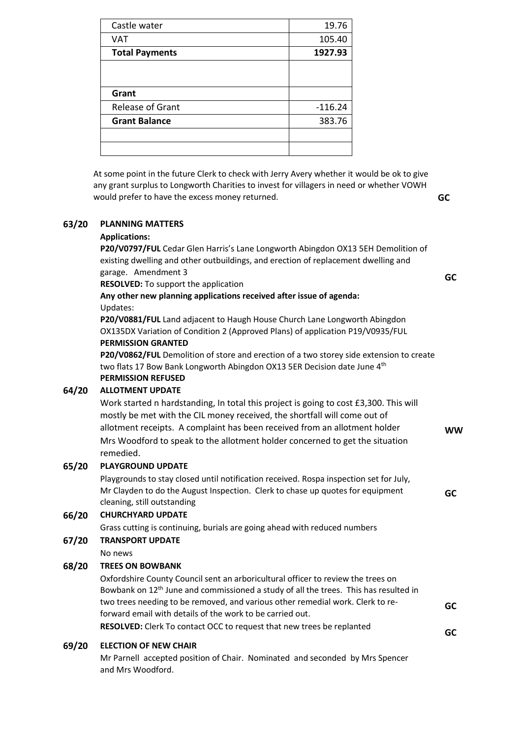| | |
|---|---|
| Castle water | 19.76 |
| VAT | 105.40 |
| **Total Payments** | **1927.93** |
| | |
| **Grant** | |
| Release of Grant | -116.24 |
| **Grant Balance** | 383.76 |
| | |
| | |

At some point in the future Clerk to check with Jerry Avery whether it would be ok to give any grant surplus to Longworth Charities to invest for villagers in need or whether VOWH would prefer to have the excess money returned. **GC**

**63/20 PLANNING MATTERS**

**Applications:**

**P20/V0797/FUL** Cedar Glen Harris's Lane Longworth Abingdon OX13 5EH Demolition of existing dwelling and other outbuildings, and erection of replacement dwelling and garage. Amendment 3 **GC**

**RESOLVED:** To support the application

**Any other new planning applications received after issue of agenda:**

Updates:

**P20/V0881/FUL** Land adjacent to Haugh House Church Lane Longworth Abingdon OX135DX Variation of Condition 2 (Approved Plans) of application P19/V0935/FUL

**PERMISSION GRANTED**

**P20/V0862/FUL** Demolition of store and erection of a two storey side extension to create two flats 17 Bow Bank Longworth Abingdon OX13 5ER Decision date June 4th

**PERMISSION REFUSED**

**64/20 ALLOTMENT UPDATE**

Work started n hardstanding, In total this project is going to cost £3,300. This will mostly be met with the CIL money received, the shortfall will come out of allotment receipts. A complaint has been received from an allotment holder Mrs Woodford to speak to the allotment holder concerned to get the situation remedied. **WW**

**65/20 PLAYGROUND UPDATE**

Playgrounds to stay closed until notification received. Rospa inspection set for July, Mr Clayden to do the August Inspection. Clerk to chase up quotes for equipment cleaning, still outstanding **GC**

**66/20 CHURCHYARD UPDATE**

Grass cutting is continuing, burials are going ahead with reduced numbers

**67/20 TRANSPORT UPDATE**

No news

**68/20 TREES ON BOWBANK**

Oxfordshire County Council sent an arboricultural officer to review the trees on Bowbank on 12th June and commissioned a study of all the trees. This has resulted in two trees needing to be removed, and various other remedial work. Clerk to re-forward email with details of the work to be carried out. **GC**

**RESOLVED:** Clerk To contact OCC to request that new trees be replanted **GC**

**69/20 ELECTION OF NEW CHAIR**

Mr Parnell accepted position of Chair. Nominated and seconded by Mrs Spencer and Mrs Woodford.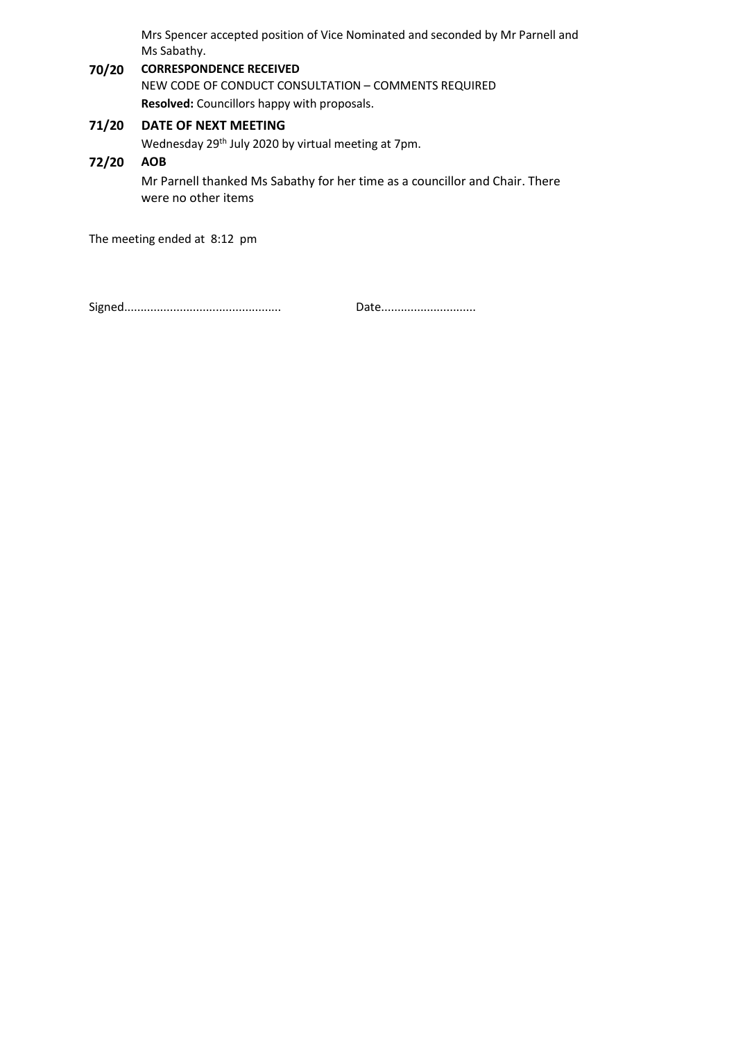Mrs Spencer accepted position of Vice Nominated and seconded by Mr Parnell and Ms Sabathy.

**70/20 CORRESPONDENCE RECEIVED**

NEW CODE OF CONDUCT CONSULTATION – COMMENTS REQUIRED

**Resolved:** Councillors happy with proposals.

**71/20 DATE OF NEXT MEETING**

Wednesday 29th July 2020 by virtual meeting at 7pm.

**72/20 AOB**

Mr Parnell thanked Ms Sabathy for her time as a councillor and Chair. There were no other items

The meeting ended at 8:12 pm

Signed............................................... Date............................